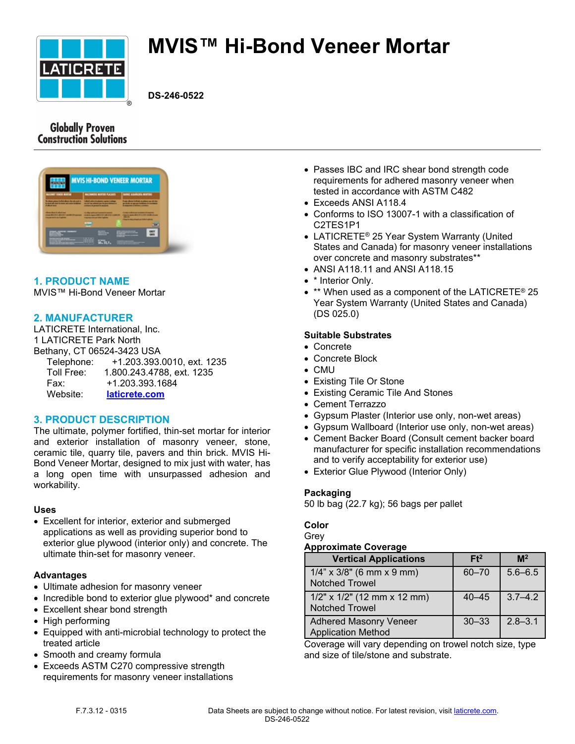# MVIS™ Hi-Bond Veneer Mortar

**DS-246-0522**

Globally Proven Construction Solutions

## 1. PRODUCT NAME

MVIS™ Hi-Bond Veneer Mortar

## 2. MANUFACTURER

LATICRETE International, Inc.
1 LATICRETE Park North
Bethany, CT 06524-3423 USA

Telephone: +1.203.393.0010, ext. 1235
Toll Free: 1.800.243.4788, ext. 1235
Fax: +1.203.393.1684
Website: laticrete.com

## 3. PRODUCT DESCRIPTION

The ultimate, polymer fortified, thin-set mortar for interior and exterior installation of masonry veneer, stone, ceramic tile, quarry tile, pavers and thin brick. MVIS Hi-Bond Veneer Mortar, designed to mix just with water, has a long open time with unsurpassed adhesion and workability.

### Uses

- Excellent for interior, exterior and submerged applications as well as providing superior bond to exterior glue plywood (interior only) and concrete. The ultimate thin-set for masonry veneer.

### Advantages

- Ultimate adhesion for masonry veneer
- Incredible bond to exterior glue plywood* and concrete
- Excellent shear bond strength
- High performing
- Equipped with anti-microbial technology to protect the treated article
- Smooth and creamy formula
- Exceeds ASTM C270 compressive strength requirements for masonry veneer installations
- Passes IBC and IRC shear bond strength code requirements for adhered masonry veneer when tested in accordance with ASTM C482
- Exceeds ANSI A118.4
- Conforms to ISO 13007-1 with a classification of C2TES1P1
- LATICRETE® 25 Year System Warranty (United States and Canada) for masonry veneer installations over concrete and masonry substrates**
- ANSI A118.11 and ANSI A118.15
- * Interior Only.
- ** When used as a component of the LATICRETE® 25 Year System Warranty (United States and Canada) (DS 025.0)

### Suitable Substrates

- Concrete
- Concrete Block
- CMU
- Existing Tile Or Stone
- Existing Ceramic Tile And Stones
- Cement Terrazzo
- Gypsum Plaster (Interior use only, non-wet areas)
- Gypsum Wallboard (Interior use only, non-wet areas)
- Cement Backer Board (Consult cement backer board manufacturer for specific installation recommendations and to verify acceptability for exterior use)
- Exterior Glue Plywood (Interior Only)

### Packaging

50 lb bag (22.7 kg); 56 bags per pallet

### Color

Grey

### Approximate Coverage

| Vertical Applications | Ft² | M² |
|---|---|---|
| 1/4" x 3/8" (6 mm x 9 mm) Notched Trowel | 60–70 | 5.6–6.5 |
| 1/2" x 1/2" (12 mm x 12 mm) Notched Trowel | 40–45 | 3.7–4.2 |
| Adhered Masonry Veneer Application Method | 30–33 | 2.8–3.1 |

Coverage will vary depending on trowel notch size, type and size of tile/stone and substrate.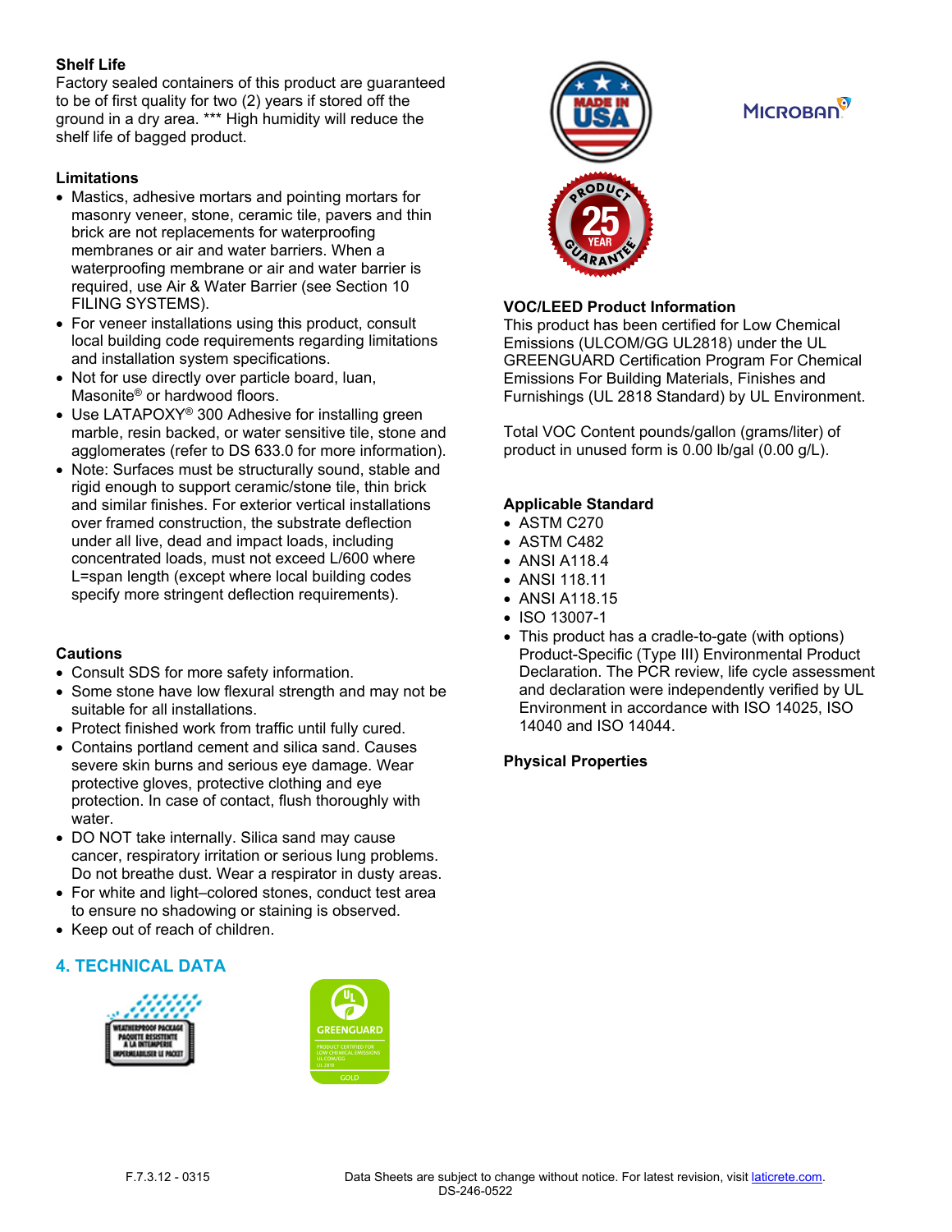### Shelf Life

Factory sealed containers of this product are guaranteed to be of first quality for two (2) years if stored off the ground in a dry area. *** High humidity will reduce the shelf life of bagged product.

### Limitations

- Mastics, adhesive mortars and pointing mortars for masonry veneer, stone, ceramic tile, pavers and thin brick are not replacements for waterproofing membranes or air and water barriers. When a waterproofing membrane or air and water barrier is required, use Air & Water Barrier (see Section 10 FILING SYSTEMS).
- For veneer installations using this product, consult local building code requirements regarding limitations and installation system specifications.
- Not for use directly over particle board, luan, Masonite® or hardwood floors.
- Use LATAPOXY® 300 Adhesive for installing green marble, resin backed, or water sensitive tile, stone and agglomerates (refer to DS 633.0 for more information).
- Note: Surfaces must be structurally sound, stable and rigid enough to support ceramic/stone tile, thin brick and similar finishes. For exterior vertical installations over framed construction, the substrate deflection under all live, dead and impact loads, including concentrated loads, must not exceed L/600 where L=span length (except where local building codes specify more stringent deflection requirements).

### Cautions

- Consult SDS for more safety information.
- Some stone have low flexural strength and may not be suitable for all installations.
- Protect finished work from traffic until fully cured.
- Contains portland cement and silica sand. Causes severe skin burns and serious eye damage. Wear protective gloves, protective clothing and eye protection. In case of contact, flush thoroughly with water.
- DO NOT take internally. Silica sand may cause cancer, respiratory irritation or serious lung problems. Do not breathe dust. Wear a respirator in dusty areas.
- For white and light–colored stones, conduct test area to ensure no shadowing or staining is observed.
- Keep out of reach of children.

## 4. TECHNICAL DATA

### VOC/LEED Product Information

This product has been certified for Low Chemical Emissions (ULCOM/GG UL2818) under the UL GREENGUARD Certification Program For Chemical Emissions For Building Materials, Finishes and Furnishings (UL 2818 Standard) by UL Environment.

Total VOC Content pounds/gallon (grams/liter) of product in unused form is 0.00 lb/gal (0.00 g/L).

### Applicable Standard

- ASTM C270
- ASTM C482
- ANSI A118.4
- ANSI 118.11
- ANSI A118.15
- ISO 13007-1
- This product has a cradle-to-gate (with options) Product-Specific (Type III) Environmental Product Declaration. The PCR review, life cycle assessment and declaration were independently verified by UL Environment in accordance with ISO 14025, ISO 14040 and ISO 14044.

### Physical Properties

F.7.3.12 - 0315

Data Sheets are subject to change without notice. For latest revision, visit laticrete.com.
DS-246-0522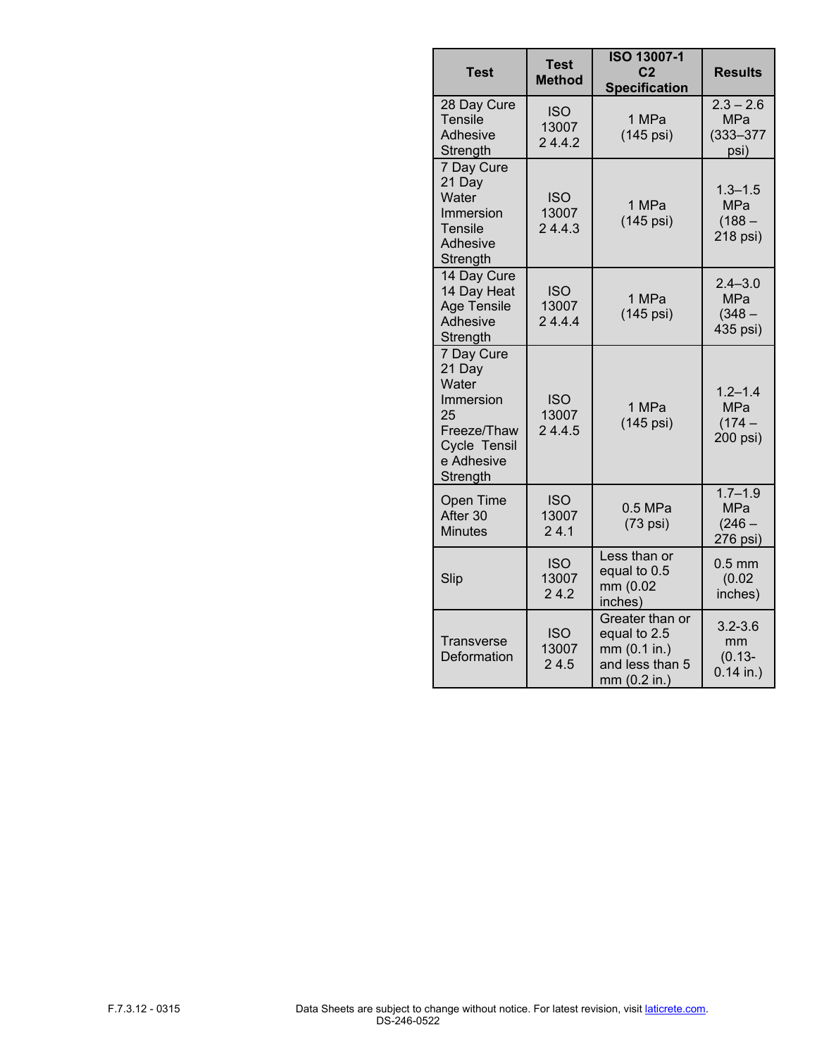| Test | Test Method | ISO 13007-1 C2 Specification | Results |
|---|---|---|---|
| 28 Day Cure Tensile Adhesive Strength | ISO 13007 2 4.4.2 | 1 MPa (145 psi) | 2.3 – 2.6 MPa (333–377 psi) |
| 7 Day Cure 21 Day Water Immersion Tensile Adhesive Strength | ISO 13007 2 4.4.3 | 1 MPa (145 psi) | 1.3–1.5 MPa (188 – 218 psi) |
| 14 Day Cure 14 Day Heat Age Tensile Adhesive Strength | ISO 13007 2 4.4.4 | 1 MPa (145 psi) | 2.4–3.0 MPa (348 – 435 psi) |
| 7 Day Cure 21 Day Water Immersion 25 Freeze/Thaw Cycle Tensile Adhesive Strength | ISO 13007 2 4.4.5 | 1 MPa (145 psi) | 1.2–1.4 MPa (174 – 200 psi) |
| Open Time After 30 Minutes | ISO 13007 2 4.1 | 0.5 MPa (73 psi) | 1.7–1.9 MPa (246 – 276 psi) |
| Slip | ISO 13007 2 4.2 | Less than or equal to 0.5 mm (0.02 inches) | 0.5 mm (0.02 inches) |
| Transverse Deformation | ISO 13007 2 4.5 | Greater than or equal to 2.5 mm (0.1 in.) and less than 5 mm (0.2 in.) | 3.2-3.6 mm (0.13-0.14 in.) |

F.7.3.12 - 0315

Data Sheets are subject to change without notice. For latest revision, visit laticrete.com.
DS-246-0522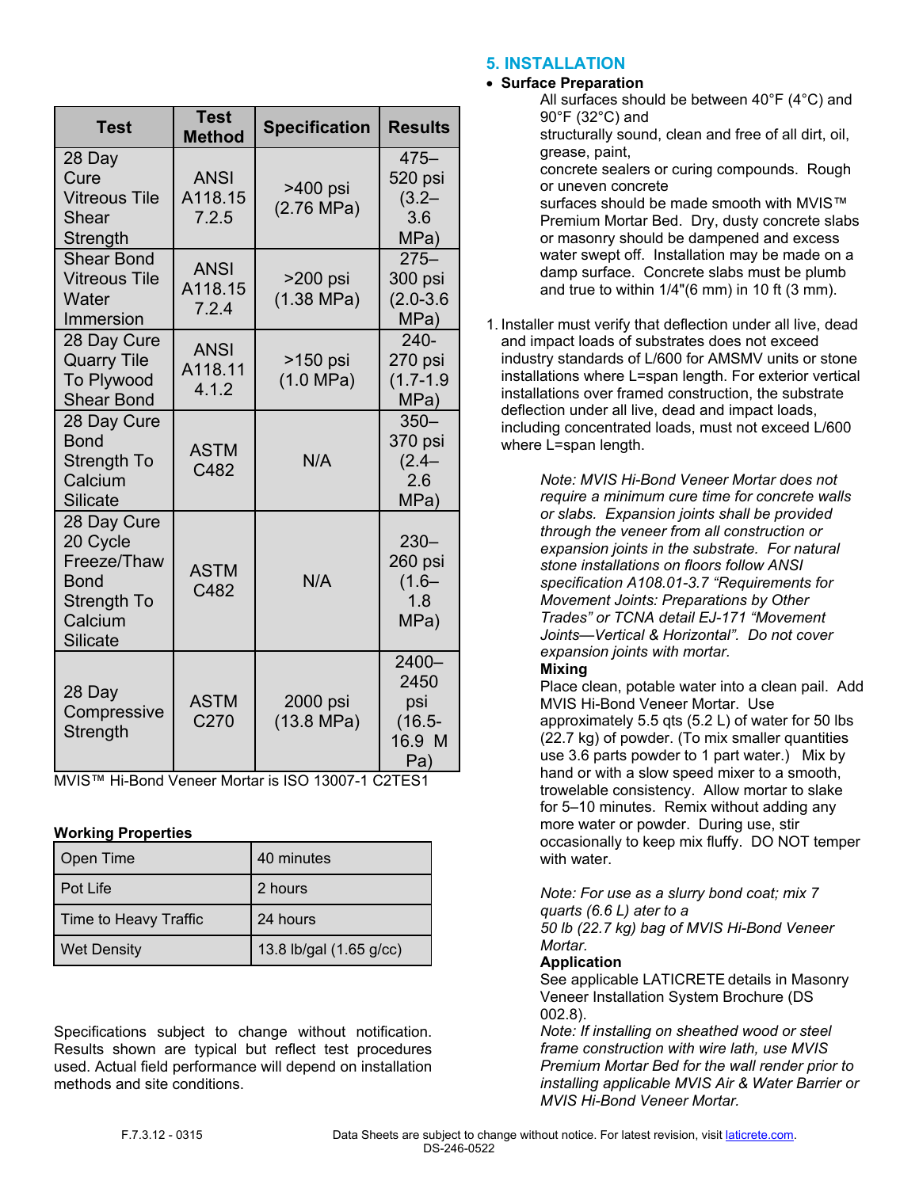| Test | Test Method | Specification | Results |
|---|---|---|---|
| 28 Day Cure Vitreous Tile Shear Strength | ANSI A118.15 7.2.5 | >400 psi (2.76 MPa) | 475–520 psi (3.2–3.6 MPa) |
| Shear Bond Vitreous Tile Water Immersion | ANSI A118.15 7.2.4 | >200 psi (1.38 MPa) | 275–300 psi (2.0-3.6 MPa) |
| 28 Day Cure Quarry Tile To Plywood Shear Bond | ANSI A118.11 4.1.2 | >150 psi (1.0 MPa) | 240-270 psi (1.7-1.9 MPa) |
| 28 Day Cure Bond Strength To Calcium Silicate | ASTM C482 | N/A | 350–370 psi (2.4–2.6 MPa) |
| 28 Day Cure 20 Cycle Freeze/Thaw Bond Strength To Calcium Silicate | ASTM C482 | N/A | 230–260 psi (1.6–1.8 MPa) |
| 28 Day Compressive Strength | ASTM C270 | 2000 psi (13.8 MPa) | 2400–2450 psi (16.5-16.9 MPa) |

MVIS™ Hi-Bond Veneer Mortar is ISO 13007-1 C2TES1

**Working Properties**

| | |
|---|---|
| Open Time | 40 minutes |
| Pot Life | 2 hours |
| Time to Heavy Traffic | 24 hours |
| Wet Density | 13.8 lb/gal (1.65 g/cc) |

Specifications subject to change without notification. Results shown are typical but reflect test procedures used. Actual field performance will depend on installation methods and site conditions.

## 5. INSTALLATION

- **Surface Preparation**

All surfaces should be between 40°F (4°C) and 90°F (32°C) and structurally sound, clean and free of all dirt, oil, grease, paint, concrete sealers or curing compounds. Rough or uneven concrete surfaces should be made smooth with MVIS™ Premium Mortar Bed. Dry, dusty concrete slabs or masonry should be dampened and excess water swept off. Installation may be made on a damp surface. Concrete slabs must be plumb and true to within 1/4"(6 mm) in 10 ft (3 mm).

1. Installer must verify that deflection under all live, dead and impact loads of substrates does not exceed industry standards of L/600 for AMSMV units or stone installations where L=span length. For exterior vertical installations over framed construction, the substrate deflection under all live, dead and impact loads, including concentrated loads, must not exceed L/600 where L=span length.

*Note: MVIS Hi-Bond Veneer Mortar does not require a minimum cure time for concrete walls or slabs. Expansion joints shall be provided through the veneer from all construction or expansion joints in the substrate. For natural stone installations on floors follow ANSI specification A108.01-3.7 "Requirements for Movement Joints: Preparations by Other Trades" or TCNA detail EJ-171 "Movement Joints—Vertical & Horizontal". Do not cover expansion joints with mortar.*

**Mixing**

Place clean, potable water into a clean pail. Add MVIS Hi-Bond Veneer Mortar. Use approximately 5.5 qts (5.2 L) of water for 50 lbs (22.7 kg) of powder. (To mix smaller quantities use 3.6 parts powder to 1 part water.) Mix by hand or with a slow speed mixer to a smooth, trowelable consistency. Allow mortar to slake for 5–10 minutes. Remix without adding any more water or powder. During use, stir occasionally to keep mix fluffy. DO NOT temper with water.

*Note: For use as a slurry bond coat; mix 7 quarts (6.6 L) ater to a 50 lb (22.7 kg) bag of MVIS Hi-Bond Veneer Mortar.*

**Application**

See applicable LATICRETE details in Masonry Veneer Installation System Brochure (DS 002.8).

*Note: If installing on sheathed wood or steel frame construction with wire lath, use MVIS Premium Mortar Bed for the wall render prior to installing applicable MVIS Air & Water Barrier or MVIS Hi-Bond Veneer Mortar.*

F.7.3.12 - 0315

Data Sheets are subject to change without notice. For latest revision, visit laticrete.com.
DS-246-0522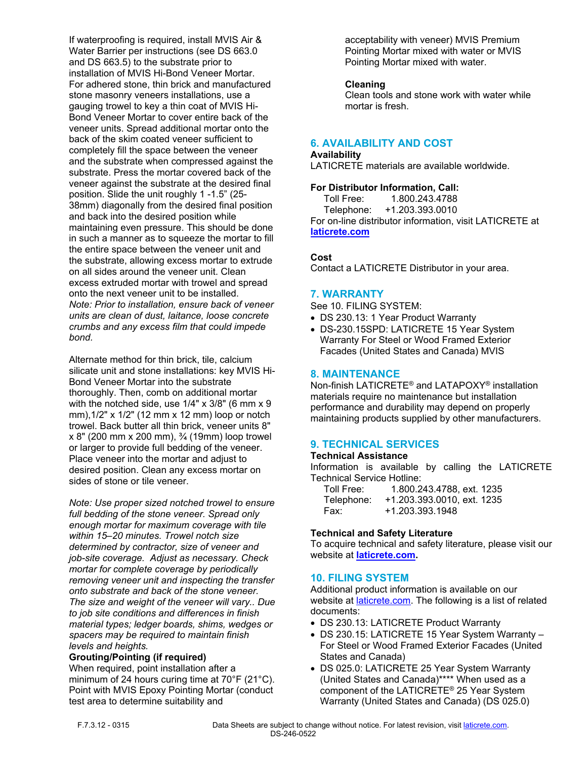If waterproofing is required, install MVIS Air & Water Barrier per instructions (see DS 663.0 and DS 663.5) to the substrate prior to installation of MVIS Hi-Bond Veneer Mortar. For adhered stone, thin brick and manufactured stone masonry veneers installations, use a gauging trowel to key a thin coat of MVIS Hi-Bond Veneer Mortar to cover entire back of the veneer units. Spread additional mortar onto the back of the skim coated veneer sufficient to completely fill the space between the veneer and the substrate when compressed against the substrate. Press the mortar covered back of the veneer against the substrate at the desired final position. Slide the unit roughly 1 -1.5" (25-38mm) diagonally from the desired final position and back into the desired position while maintaining even pressure. This should be done in such a manner as to squeeze the mortar to fill the entire space between the veneer unit and the substrate, allowing excess mortar to extrude on all sides around the veneer unit. Clean excess extruded mortar with trowel and spread onto the next veneer unit to be installed.
*Note: Prior to installation, ensure back of veneer units are clean of dust, laitance, loose concrete crumbs and any excess film that could impede bond.*

Alternate method for thin brick, tile, calcium silicate unit and stone installations: key MVIS Hi-Bond Veneer Mortar into the substrate thoroughly. Then, comb on additional mortar with the notched side, use 1/4" x 3/8" (6 mm x 9 mm),1/2" x 1/2" (12 mm x 12 mm) loop or notch trowel. Back butter all thin brick, veneer units 8" x 8" (200 mm x 200 mm), ¾ (19mm) loop trowel or larger to provide full bedding of the veneer. Place veneer into the mortar and adjust to desired position. Clean any excess mortar on sides of stone or tile veneer.

*Note: Use proper sized notched trowel to ensure full bedding of the stone veneer. Spread only enough mortar for maximum coverage with tile within 15–20 minutes. Trowel notch size determined by contractor, size of veneer and job-site coverage. Adjust as necessary. Check mortar for complete coverage by periodically removing veneer unit and inspecting the transfer onto substrate and back of the stone veneer. The size and weight of the veneer will vary.. Due to job site conditions and differences in finish material types; ledger boards, shims, wedges or spacers may be required to maintain finish levels and heights.*

**Grouting/Pointing (if required)**
When required, point installation after a minimum of 24 hours curing time at 70°F (21°C). Point with MVIS Epoxy Pointing Mortar (conduct test area to determine suitability and acceptability with veneer) MVIS Premium Pointing Mortar mixed with water or MVIS Pointing Mortar mixed with water.

**Cleaning**
Clean tools and stone work with water while mortar is fresh.

## 6. AVAILABILITY AND COST

**Availability**
LATICRETE materials are available worldwide.

**For Distributor Information, Call:**
Toll Free: 1.800.243.4788
Telephone: +1.203.393.0010
For on-line distributor information, visit LATICRETE at **laticrete.com**

**Cost**
Contact a LATICRETE Distributor in your area.

## 7. WARRANTY

See 10. FILING SYSTEM:

- DS 230.13: 1 Year Product Warranty
- DS-230.15SPD: LATICRETE 15 Year System Warranty For Steel or Wood Framed Exterior Facades (United States and Canada) MVIS

## 8. MAINTENANCE

Non-finish LATICRETE® and LATAPOXY® installation materials require no maintenance but installation performance and durability may depend on properly maintaining products supplied by other manufacturers.

## 9. TECHNICAL SERVICES

**Technical Assistance**
Information is available by calling the LATICRETE Technical Service Hotline:
Toll Free: 1.800.243.4788, ext. 1235
Telephone: +1.203.393.0010, ext. 1235
Fax: +1.203.393.1948

**Technical and Safety Literature**
To acquire technical and safety literature, please visit our website at **laticrete.com**.

## 10. FILING SYSTEM

Additional product information is available on our website at laticrete.com. The following is a list of related documents:

- DS 230.13: LATICRETE Product Warranty
- DS 230.15: LATICRETE 15 Year System Warranty – For Steel or Wood Framed Exterior Facades (United States and Canada)
- DS 025.0: LATICRETE 25 Year System Warranty (United States and Canada)**** When used as a component of the LATICRETE® 25 Year System Warranty (United States and Canada) (DS 025.0)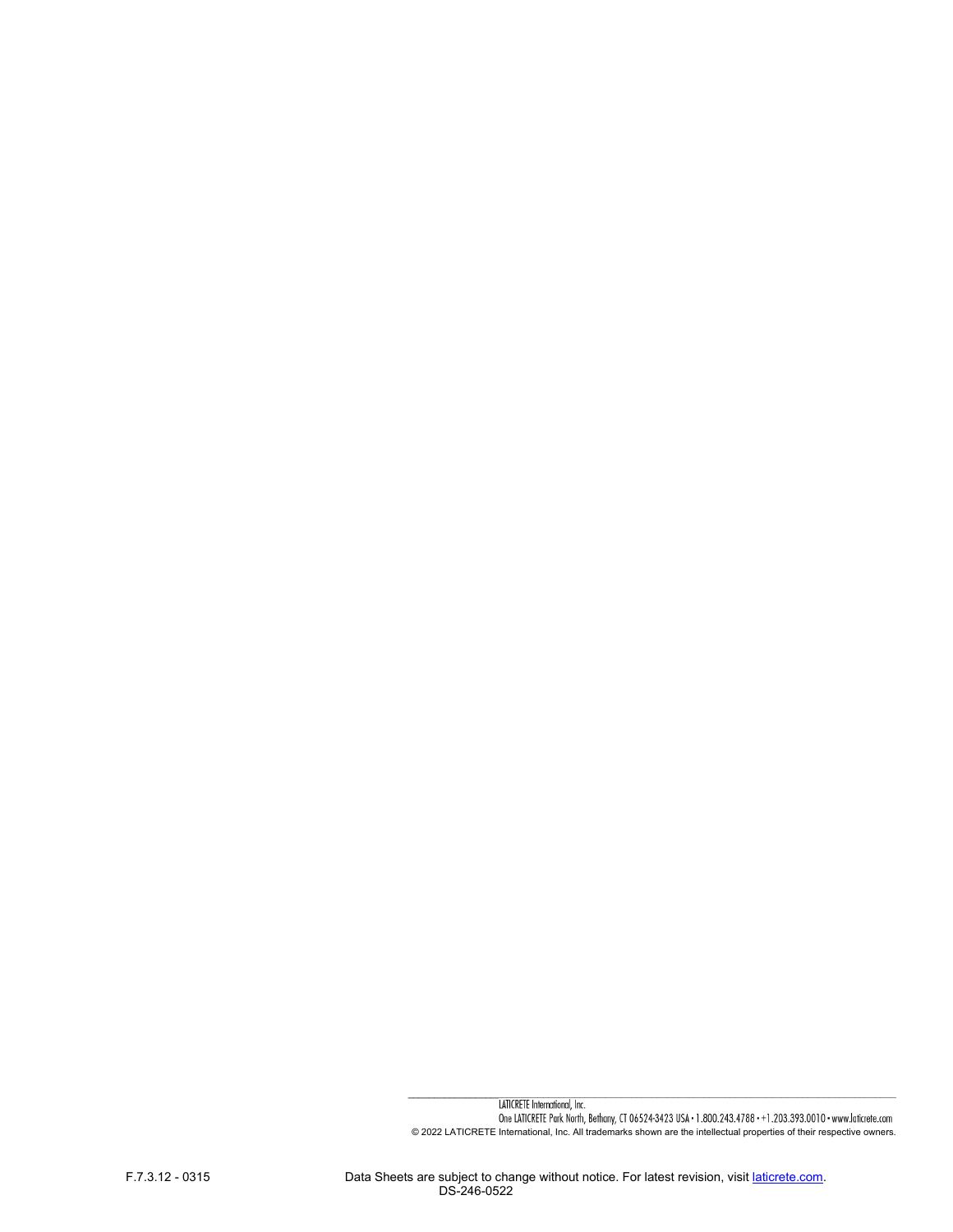LATICRETE International, Inc.

One LATICRETE Park North, Bethany, CT 06524-3423 USA • 1.800.243.4788 • +1.203.393.0010 • www.laticrete.com

© 2022 LATICRETE International, Inc. All trademarks shown are the intellectual properties of their respective owners.